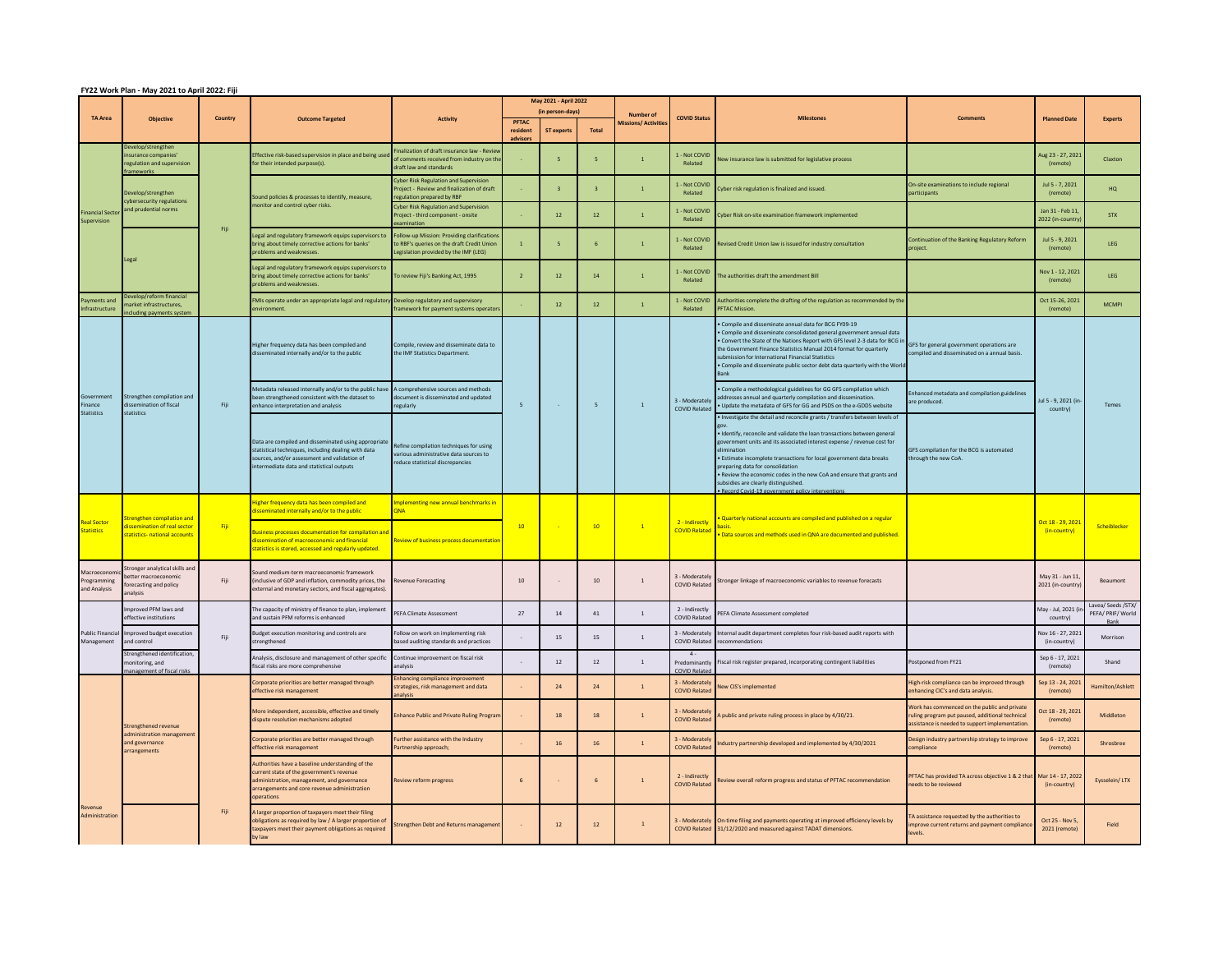# FY22 Work Plan - May 2021 to April 2022: Fiji

| TA Area | Objective | Country | Outcome Targeted | Activity | May 2021 - April 2022 (in person-days) | | | Number of Missions/ Activities | COVID Status | Milestones | Comments | Planned Date | Experts |
|---|---|---|---|---|---|---|---|---|---|---|---|---|---|
| | | | | | PFTAC resident advisors | ST experts | Total | | | | | | |
| Financial Sector Supervision | Develop/strengthen insurance companies' regulation and supervision frameworks | Fiji | Effective risk-based supervision in place and being used for their intended purpose(s). | Finalization of draft insurance law - Review of comments received from industry on the draft law and standards | - | 5 | 5 | 1 | 1 - Not COVID Related | New insurance law is submitted for legislative process | | Aug 23 - 27, 2021 (remote) | Claxton |
| | Develop/strengthen cybersecurity regulations and prudential norms | | Sound policies & processes to identify, measure, monitor and control cyber risks. | Cyber Risk Regulation and Supervision Project - Review and finalization of draft regulation prepared by RBF | - | 3 | 3 | 1 | 1 - Not COVID Related | Cyber risk regulation is finalized and issued. | On-site examinations to include regional participants | Jul 5 - 7, 2021 (remote) | HQ |
| | | | | Cyber Risk Regulation and Supervision Project - third component - onsite examination | - | 12 | 12 | 1 | 1 - Not COVID Related | Cyber Risk on-site examination framework implemented | | Jan 31 - Feb 11, 2022 (in-country) | STX |
| | Legal | | Legal and regulatory framework equips supervisors to bring about timely corrective actions for banks' problems and weaknesses. | Follow-up Mission: Providing clarifications to RBF's queries on the draft Credit Union Legislation provided by the IMF (LEG) | 1 | 5 | 6 | 1 | 1 - Not COVID Related | Revised Credit Union law is issued for industry consultation | Continuation of the Banking Regulatory Reform project. | Jul 5 - 9, 2021 (remote) | LEG |
| | | | Legal and regulatory framework equips supervisors to bring about timely corrective actions for banks' problems and weaknesses. | To review Fiji's Banking Act, 1995 | 2 | 12 | 14 | 1 | 1 - Not COVID Related | The authorities draft the amendment Bill | | Nov 1 - 12, 2021 (remote) | LEG |
| Payments and Infrastructure | Develop/reform financial market infrastructures, including payments system | | FMIs operate under an appropriate legal and regulatory environment. | Develop regulatory and supervisory framework for payment systems operators | - | 12 | 12 | 1 | 1 - Not COVID Related | Authorities complete the drafting of the regulation as recommended by the PFTAC Mission. | | Oct 15-26, 2021 (remote) | MCMPI |
| Government Finance Statistics | Strengthen compilation and dissemination of fiscal statistics | Fiji | Higher frequency data has been compiled and disseminated internally and/or to the public | Compile, review and disseminate data to the IMF Statistics Department. | 5 | - | 5 | 1 | 3 - Moderately COVID Related | • Compile and disseminate annual data for BCG FY09-19<br>• Compile and disseminate consolidated general government annual data<br>• Convert the State of the Nations Report with GFS level 2-3 data for BCG in the Government Finance Statistics Manual 2014 format for quarterly submission for International Financial Statistics<br>• Compile and disseminate public sector debt data quarterly with the World Bank | GFS for general government operations are compiled and disseminated on a annual basis. | Jul 5 - 9, 2021 (in-country) | Temes |
| | | | Metadata released internally and/or to the public have been strengthened consistent with the dataset to enhance interpretation and analysis | A comprehensive sources and methods document is disseminated and updated regularly | | | | | | • Compile a methodological guidelines for GG GFS compilation which addresses annual and quarterly compilation and dissemination.<br>• Update the metadata of GFS for GG and PSDS on the e-GDDS website | Enhanced metadata and compilation guidelines are produced. | | |
| | | | Data are compiled and disseminated using appropriate statistical techniques, including dealing with data sources, and/or assessment and validation of intermediate data and statistical outputs | Refine compilation techniques for using various administrative data sources to reduce statistical discrepancies | | | | | | • Investigate the detail and reconcile grants / transfers between levels of gov.<br>• Identify, reconcile and validate the loan transactions between general government units and its associated interest expense / revenue cost for elimination<br>• Estimate incomplete transactions for local government data breaks preparing data for consolidation<br>• Review the economic codes in the new CoA and ensure that grants and subsidies are clearly distinguished.<br>• Record Covid-19 government policy interventions | GFS compilation for the BCG is automated through the new CoA. | | |
| Real Sector Statistics | Strengthen compilation and dissemination of real sector statistics- national accounts | Fiji | Higher frequency data has been compiled and disseminated internally and/or to the public | Implementing new annual benchmarks in QNA | 10 | - | 10 | 1 | 2 - Indirectly COVID Related | • Quarterly national accounts are compiled and published on a regular basis.<br>• Data sources and methods used in QNA are documented and published. | | Oct 18 - 29, 2021 (in-country) | Scheiblecker |
| | | | Business processes documentation for compilation and dissemination of macroeconomic and financial statistics is stored, accessed and regularly updated. | Review of business process documentation | | | | | | | | | |
| Macroeconomic Programming and Analysis | Stronger analytical skills and better macroeconomic forecasting and policy analysis | Fiji | Sound medium-term macroeconomic framework (inclusive of GDP and inflation, commodity prices, the external and monetary sectors, and fiscal aggregates). | Revenue Forecasting | 10 | - | 10 | 1 | 3 - Moderately COVID Related | Stronger linkage of macroeconomic variables to revenue forecasts | | May 31 - Jun 11, 2021 (in-country) | Beaumont |
| Public Financial Management | Improved PFM laws and effective institutions | Fiji | The capacity of ministry of finance to plan, implement and sustain PFM reforms is enhanced | PEFA Climate Assessment | 27 | 14 | 41 | 1 | 2 - Indirectly COVID Related | PEFA Climate Assessment completed | | May - Jul, 2021 (in-country) | Lavea/ Seeds /STX/ PEFA/ PRIF/ World Bank |
| | Improved budget execution and control | | Budget execution monitoring and controls are strengthened | Follow on work on implementing risk based auditing standards and practices | - | 15 | 15 | 1 | 3 - Moderately COVID Related | Internal audit department completes four risk-based audit reports with recommendations | | Nov 16 - 27, 2021 (in-country) | Morrison |
| | Strengthened identification, monitoring, and management of fiscal risks | | Analysis, disclosure and management of other specific fiscal risks are more comprehensive | Continue improvement on fiscal risk analysis | - | 12 | 12 | 1 | 4 - Predominantly COVID Related | Fiscal risk register prepared, incorporating contingent liabilities | Postponed from FY21 | Sep 6 - 17, 2021 (remote) | Shand |
| Revenue Administration | Strengthened revenue administration management and governance arrangements | Fiji | Corporate priorities are better managed through effective risk management | Enhancing compliance improvement strategies, risk management and data analysis | - | 24 | 24 | 1 | 3 - Moderately COVID Related | New CIS's implemented | High-risk compliance can be improved through enhancing CIC's and data analysis. | Sep 13 - 24, 2021 (remote) | Hamilton/Ashlett |
| | | | More independent, accessible, effective and timely dispute resolution mechanisms adopted | Enhance Public and Private Ruling Program | - | 18 | 18 | 1 | 3 - Moderately COVID Related | A public and private ruling process in place by 4/30/21. | Work has commenced on the public and private ruling program put paused, additional technical assistance is needed to support implementation. | Oct 18 - 29, 2021 (remote) | Middleton |
| | | | Corporate priorities are better managed through effective risk management | Further assistance with the Industry Partnership approach; | - | 16 | 16 | 1 | 3 - Moderately COVID Related | Industry partnership developed and implemented by 4/30/2021 | Design industry partnership strategy to improve compliance | Sep 6 - 17, 2021 (remote) | Shrosbree |
| | | | Authorities have a baseline understanding of the current state of the government's revenue administration, management, and governance arrangements and core revenue administration operations | Review reform progress | 6 | - | 6 | 1 | 2 - Indirectly COVID Related | Review overall reform progress and status of PFTAC recommendation | PFTAC has provided TA across objective 1 & 2 that needs to be reviewed | Mar 14 - 17, 2022 (in-country) | Eysselein/ LTX |
| | | | A larger proportion of taxpayers meet their filing obligations as required by law / A larger proportion of taxpayers meet their payment obligations as required by law | Strengthen Debt and Returns management | - | 12 | 12 | 1 | 3 - Moderately COVID Related | On-time filing and payments operating at improved efficiency levels by 31/12/2020 and measured against TADAT dimensions. | TA assistance requested by the authorities to improve current returns and payment compliance levels. | Oct 25 - Nov 5, 2021 (remote) | Field |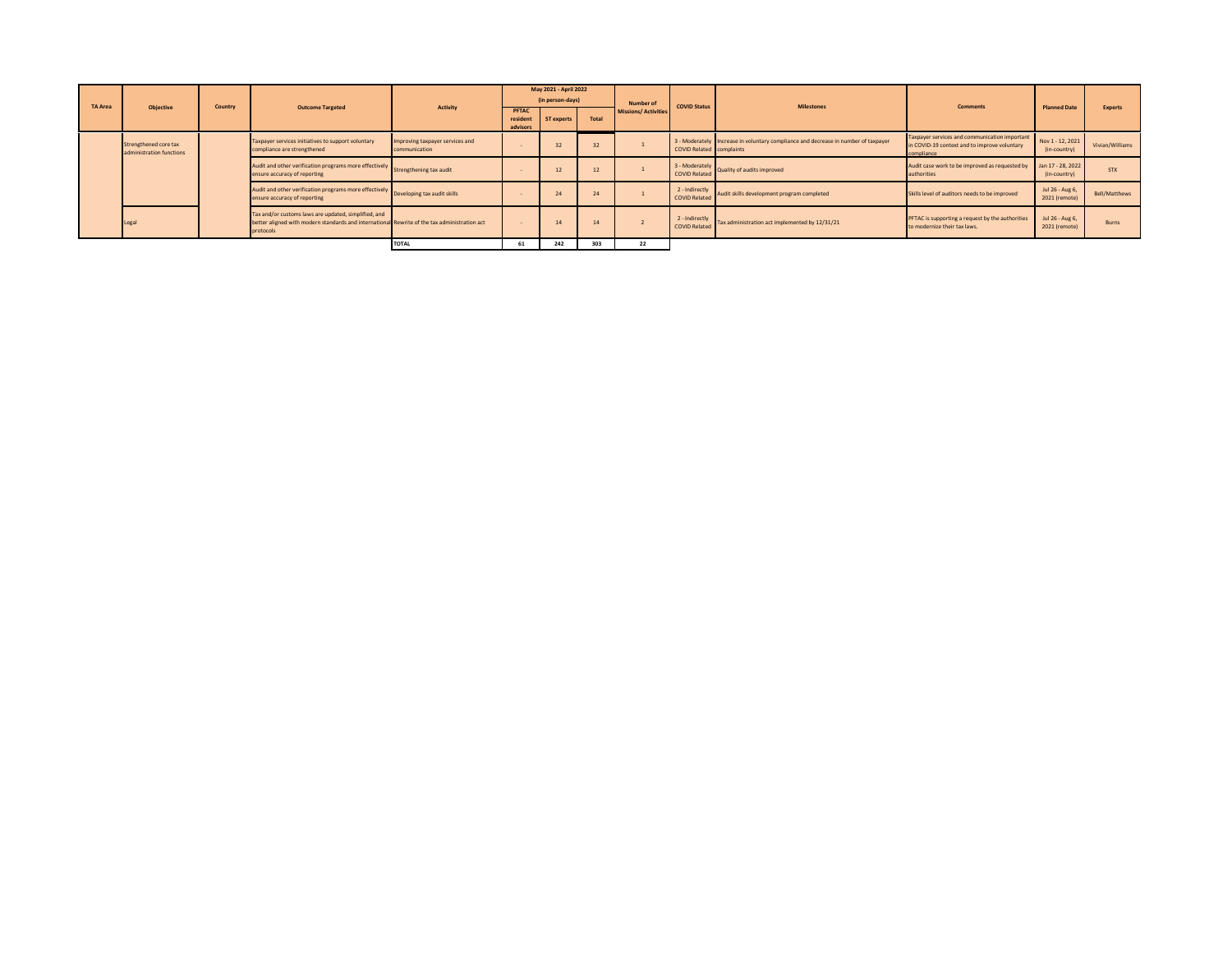| TA Area | Objective | Country | Outcome Targeted | Activity | May 2021 - April 2022 (in person-days) | | | Number of Missions/ Activities | COVID Status | Milestones | Comments | Planned Date | Experts |
|---|---|---|---|---|---|---|---|---|---|---|---|---|---|
| | | | | | PFTAC resident advisors | ST experts | Total | | | | | | |
| | Strengthened core tax administration functions | | Taxpayer services initiatives to support voluntary compliance are strengthened | Improving taxpayer services and communication | - | 32 | 32 | 1 | 3 - Moderately COVID Related | Increase in voluntary compliance and decrease in number of taxpayer complaints | Taxpayer services and communication important in COVID-19 context and to improve voluntary compliance | Nov 1 - 12, 2021 (in-country) | Vivian/Williams |
| | | | Audit and other verification programs more effectively ensure accuracy of reporting | Strengthening tax audit | - | 12 | 12 | 1 | 3 - Moderately COVID Related | Quality of audits improved | Audit case work to be improved as requested by authorities | Jan 17 - 28, 2022 (in-country) | STX |
| | | | Audit and other verification programs more effectively ensure accuracy of reporting | Developing tax audit skills | - | 24 | 24 | 1 | 2 - Indirectly COVID Related | Audit skills development program completed | Skills level of auditors needs to be improved | Jul 26 - Aug 6, 2021 (remote) | Bell/Matthews |
| | Legal | | Tax and/or customs laws are updated, simplified, and better aligned with modern standards and international protocols | Rewrite of the tax administration act | - | 14 | 14 | 2 | 2 - Indirectly COVID Related | Tax administration act implemented by 12/31/21 | PFTAC is supporting a request by the authorities to modernize their tax laws. | Jul 26 - Aug 6, 2021 (remote) | Burns |
| | | | | TOTAL | 61 | 242 | 303 | 22 | | | | | |